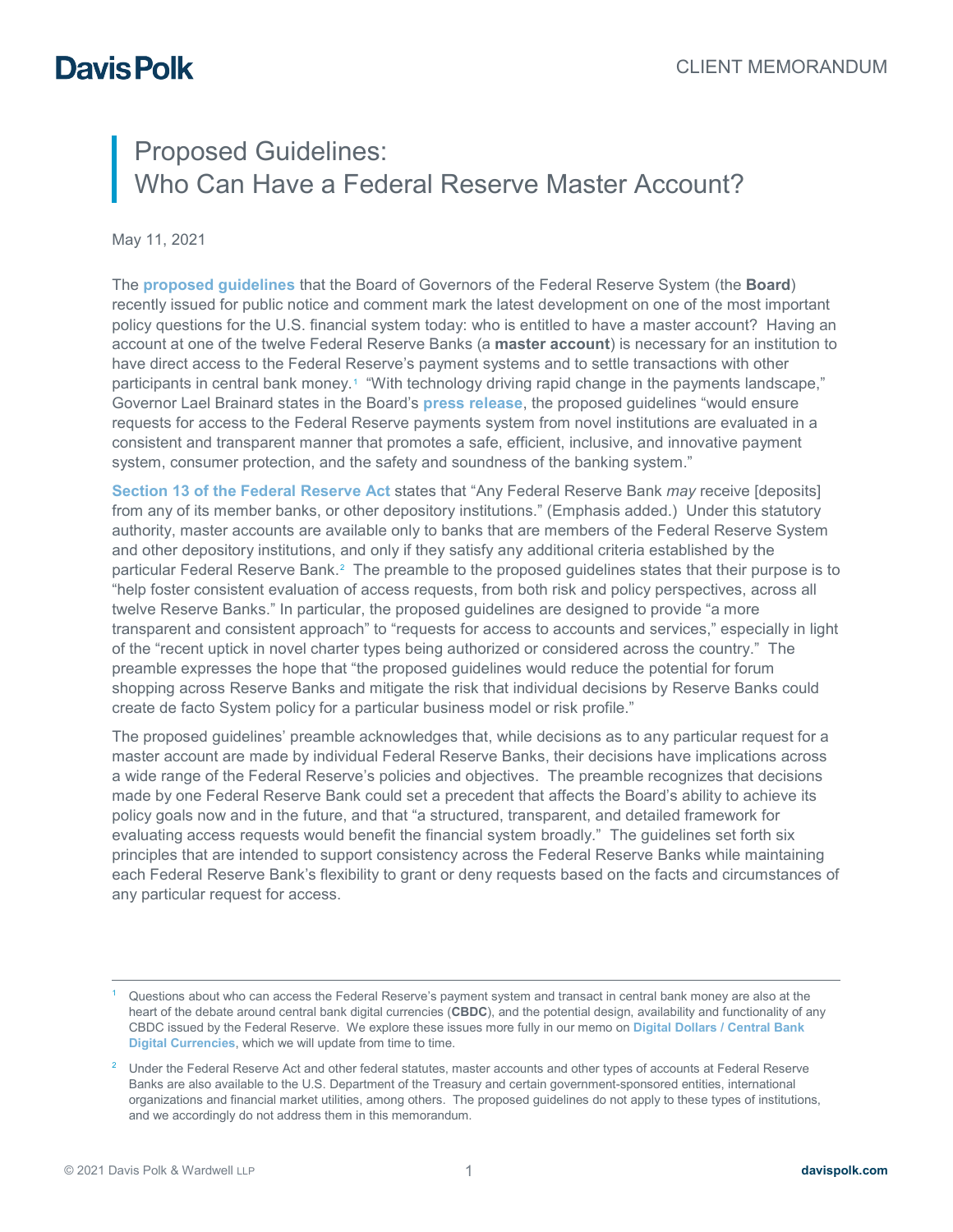Davis Polk

CLIENT MEMORANDUM

# Proposed Guidelines: Who Can Have a Federal Reserve Master Account?

May 11, 2021

The **proposed guidelines** that the Board of Governors of the Federal Reserve System (the **Board**) recently issued for public notice and comment mark the latest development on one of the most important policy questions for the U.S. financial system today: who is entitled to have a master account? Having an account at one of the twelve Federal Reserve Banks (a **master account**) is necessary for an institution to have direct access to the Federal Reserve's payment systems and to settle transactions with other participants in central bank money.[1] "With technology driving rapid change in the payments landscape," Governor Lael Brainard states in the Board's **press release**, the proposed guidelines "would ensure requests for access to the Federal Reserve payments system from novel institutions are evaluated in a consistent and transparent manner that promotes a safe, efficient, inclusive, and innovative payment system, consumer protection, and the safety and soundness of the banking system."

**Section 13 of the Federal Reserve Act** states that "Any Federal Reserve Bank *may* receive [deposits] from any of its member banks, or other depository institutions." (Emphasis added.) Under this statutory authority, master accounts are available only to banks that are members of the Federal Reserve System and other depository institutions, and only if they satisfy any additional criteria established by the particular Federal Reserve Bank.[2] The preamble to the proposed guidelines states that their purpose is to "help foster consistent evaluation of access requests, from both risk and policy perspectives, across all twelve Reserve Banks." In particular, the proposed guidelines are designed to provide "a more transparent and consistent approach" to "requests for access to accounts and services," especially in light of the "recent uptick in novel charter types being authorized or considered across the country." The preamble expresses the hope that "the proposed guidelines would reduce the potential for forum shopping across Reserve Banks and mitigate the risk that individual decisions by Reserve Banks could create de facto System policy for a particular business model or risk profile."

The proposed guidelines' preamble acknowledges that, while decisions as to any particular request for a master account are made by individual Federal Reserve Banks, their decisions have implications across a wide range of the Federal Reserve's policies and objectives. The preamble recognizes that decisions made by one Federal Reserve Bank could set a precedent that affects the Board's ability to achieve its policy goals now and in the future, and that "a structured, transparent, and detailed framework for evaluating access requests would benefit the financial system broadly." The guidelines set forth six principles that are intended to support consistency across the Federal Reserve Banks while maintaining each Federal Reserve Bank's flexibility to grant or deny requests based on the facts and circumstances of any particular request for access.

---

[1] Questions about who can access the Federal Reserve's payment system and transact in central bank money are also at the heart of the debate around central bank digital currencies (**CBDC**), and the potential design, availability and functionality of any CBDC issued by the Federal Reserve. We explore these issues more fully in our memo on **Digital Dollars / Central Bank Digital Currencies**, which we will update from time to time.

[2] Under the Federal Reserve Act and other federal statutes, master accounts and other types of accounts at Federal Reserve Banks are also available to the U.S. Department of the Treasury and certain government-sponsored entities, international organizations and financial market utilities, among others. The proposed guidelines do not apply to these types of institutions, and we accordingly do not address them in this memorandum.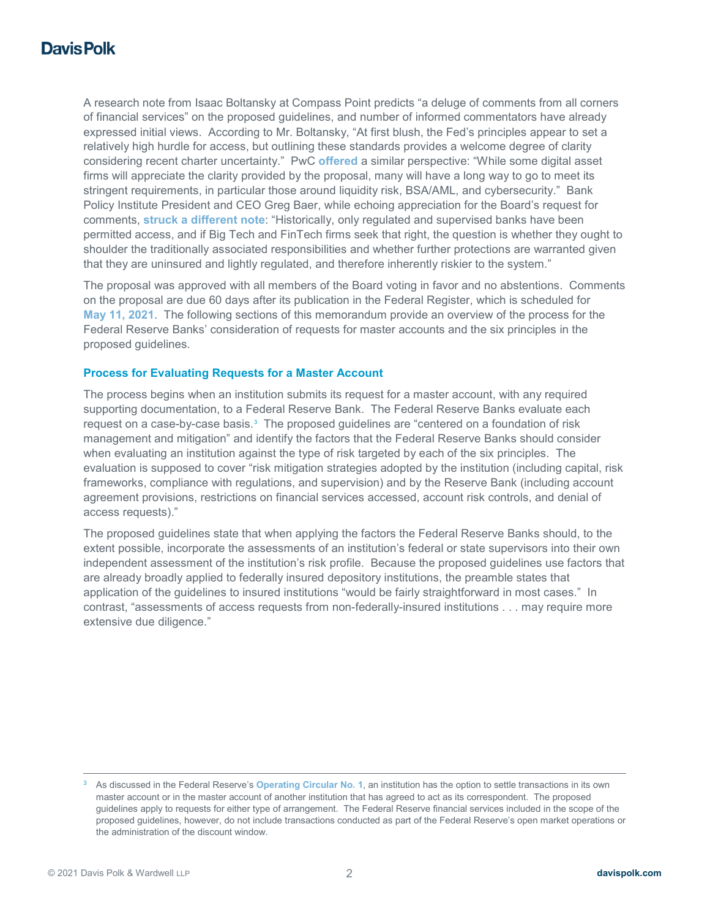A research note from Isaac Boltansky at Compass Point predicts "a deluge of comments from all corners of financial services" on the proposed guidelines, and number of informed commentators have already expressed initial views. According to Mr. Boltansky, "At first blush, the Fed's principles appear to set a relatively high hurdle for access, but outlining these standards provides a welcome degree of clarity considering recent charter uncertainty." PwC **offered** a similar perspective: "While some digital asset firms will appreciate the clarity provided by the proposal, many will have a long way to go to meet its stringent requirements, in particular those around liquidity risk, BSA/AML, and cybersecurity." Bank Policy Institute President and CEO Greg Baer, while echoing appreciation for the Board's request for comments, **struck a different note**: "Historically, only regulated and supervised banks have been permitted access, and if Big Tech and FinTech firms seek that right, the question is whether they ought to shoulder the traditionally associated responsibilities and whether further protections are warranted given that they are uninsured and lightly regulated, and therefore inherently riskier to the system."

The proposal was approved with all members of the Board voting in favor and no abstentions. Comments on the proposal are due 60 days after its publication in the Federal Register, which is scheduled for **May 11, 2021**. The following sections of this memorandum provide an overview of the process for the Federal Reserve Banks' consideration of requests for master accounts and the six principles in the proposed guidelines.

## Process for Evaluating Requests for a Master Account

The process begins when an institution submits its request for a master account, with any required supporting documentation, to a Federal Reserve Bank. The Federal Reserve Banks evaluate each request on a case-by-case basis.[3] The proposed guidelines are "centered on a foundation of risk management and mitigation" and identify the factors that the Federal Reserve Banks should consider when evaluating an institution against the type of risk targeted by each of the six principles. The evaluation is supposed to cover "risk mitigation strategies adopted by the institution (including capital, risk frameworks, compliance with regulations, and supervision) and by the Reserve Bank (including account agreement provisions, restrictions on financial services accessed, account risk controls, and denial of access requests)."

The proposed guidelines state that when applying the factors the Federal Reserve Banks should, to the extent possible, incorporate the assessments of an institution's federal or state supervisors into their own independent assessment of the institution's risk profile. Because the proposed guidelines use factors that are already broadly applied to federally insured depository institutions, the preamble states that application of the guidelines to insured institutions "would be fairly straightforward in most cases." In contrast, "assessments of access requests from non-federally-insured institutions . . . may require more extensive due diligence."

---

[3] As discussed in the Federal Reserve's **Operating Circular No. 1**, an institution has the option to settle transactions in its own master account or in the master account of another institution that has agreed to act as its correspondent. The proposed guidelines apply to requests for either type of arrangement. The Federal Reserve financial services included in the scope of the proposed guidelines, however, do not include transactions conducted as part of the Federal Reserve's open market operations or the administration of the discount window.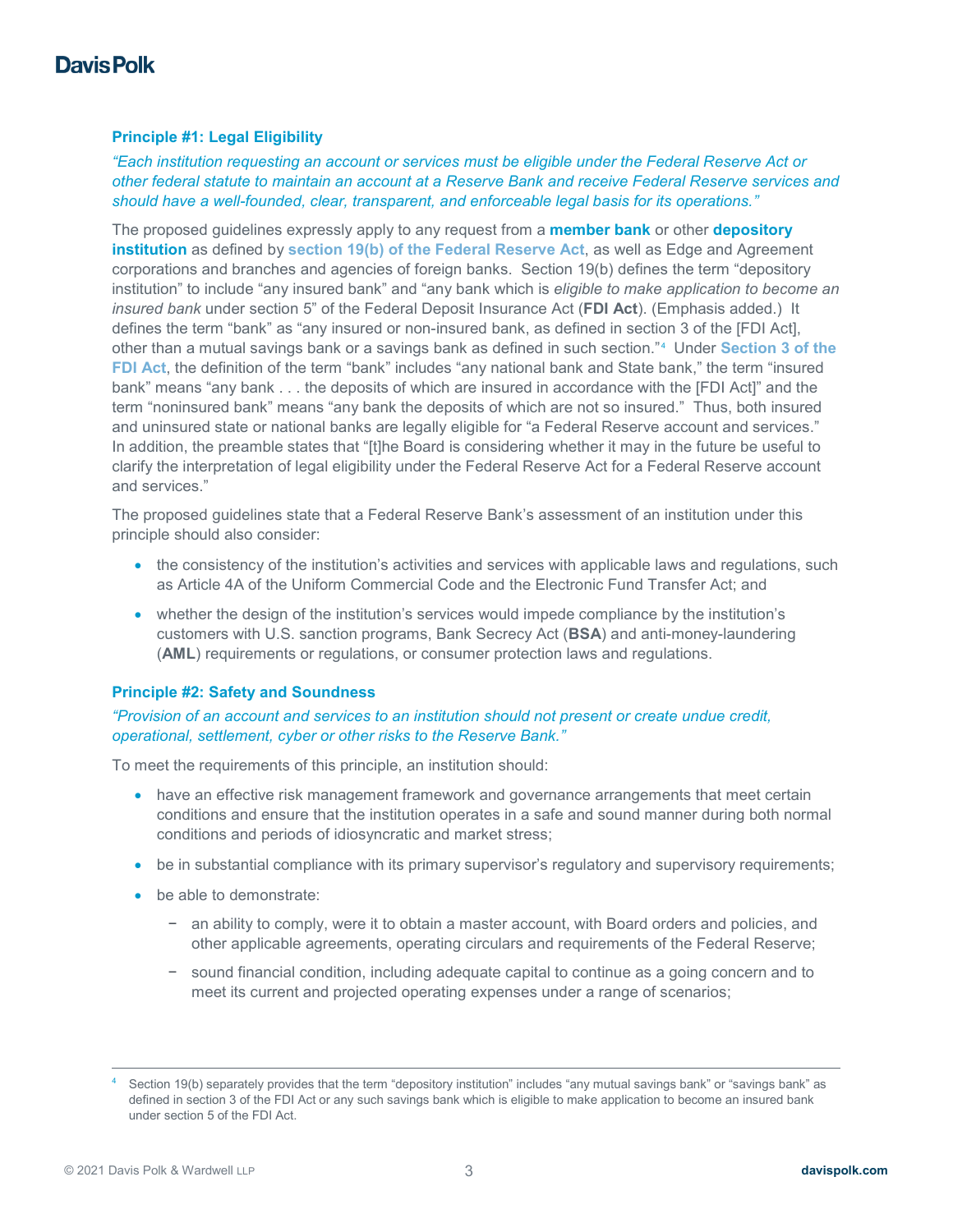### Principle #1: Legal Eligibility

*"Each institution requesting an account or services must be eligible under the Federal Reserve Act or other federal statute to maintain an account at a Reserve Bank and receive Federal Reserve services and should have a well-founded, clear, transparent, and enforceable legal basis for its operations."*

The proposed guidelines expressly apply to any request from a **member bank** or other **depository institution** as defined by **section 19(b) of the Federal Reserve Act**, as well as Edge and Agreement corporations and branches and agencies of foreign banks. Section 19(b) defines the term "depository institution" to include "any insured bank" and "any bank which is *eligible to make application to become an insured bank* under section 5" of the Federal Deposit Insurance Act (**FDI Act**). (Emphasis added.) It defines the term "bank" as "any insured or non-insured bank, as defined in section 3 of the [FDI Act], other than a mutual savings bank or a savings bank as defined in such section."[4] Under **Section 3 of the FDI Act**, the definition of the term "bank" includes "any national bank and State bank," the term "insured bank" means "any bank . . . the deposits of which are insured in accordance with the [FDI Act]" and the term "noninsured bank" means "any bank the deposits of which are not so insured." Thus, both insured and uninsured state or national banks are legally eligible for "a Federal Reserve account and services." In addition, the preamble states that "[t]he Board is considering whether it may in the future be useful to clarify the interpretation of legal eligibility under the Federal Reserve Act for a Federal Reserve account and services."

The proposed guidelines state that a Federal Reserve Bank's assessment of an institution under this principle should also consider:

- the consistency of the institution's activities and services with applicable laws and regulations, such as Article 4A of the Uniform Commercial Code and the Electronic Fund Transfer Act; and
- whether the design of the institution's services would impede compliance by the institution's customers with U.S. sanction programs, Bank Secrecy Act (**BSA**) and anti-money-laundering (**AML**) requirements or regulations, or consumer protection laws and regulations.

### Principle #2: Safety and Soundness

*"Provision of an account and services to an institution should not present or create undue credit, operational, settlement, cyber or other risks to the Reserve Bank."*

To meet the requirements of this principle, an institution should:

- have an effective risk management framework and governance arrangements that meet certain conditions and ensure that the institution operates in a safe and sound manner during both normal conditions and periods of idiosyncratic and market stress;
- be in substantial compliance with its primary supervisor's regulatory and supervisory requirements;
- be able to demonstrate:
  - an ability to comply, were it to obtain a master account, with Board orders and policies, and other applicable agreements, operating circulars and requirements of the Federal Reserve;
  - sound financial condition, including adequate capital to continue as a going concern and to meet its current and projected operating expenses under a range of scenarios;

---

[4] Section 19(b) separately provides that the term "depository institution" includes "any mutual savings bank" or "savings bank" as defined in section 3 of the FDI Act or any such savings bank which is eligible to make application to become an insured bank under section 5 of the FDI Act.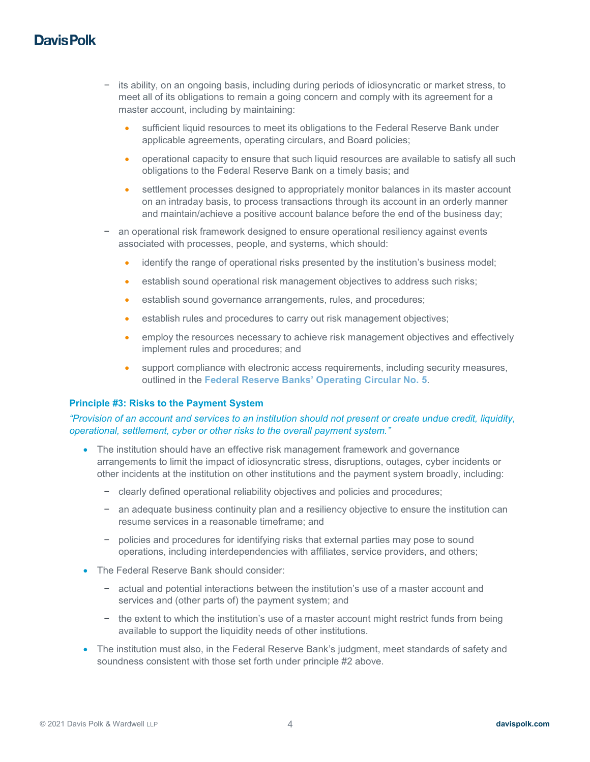- its ability, on an ongoing basis, including during periods of idiosyncratic or market stress, to meet all of its obligations to remain a going concern and comply with its agreement for a master account, including by maintaining:
  - sufficient liquid resources to meet its obligations to the Federal Reserve Bank under applicable agreements, operating circulars, and Board policies;
  - operational capacity to ensure that such liquid resources are available to satisfy all such obligations to the Federal Reserve Bank on a timely basis; and
  - settlement processes designed to appropriately monitor balances in its master account on an intraday basis, to process transactions through its account in an orderly manner and maintain/achieve a positive account balance before the end of the business day;
- an operational risk framework designed to ensure operational resiliency against events associated with processes, people, and systems, which should:
  - identify the range of operational risks presented by the institution's business model;
  - establish sound operational risk management objectives to address such risks;
  - establish sound governance arrangements, rules, and procedures;
  - establish rules and procedures to carry out risk management objectives;
  - employ the resources necessary to achieve risk management objectives and effectively implement rules and procedures; and
  - support compliance with electronic access requirements, including security measures, outlined in the **Federal Reserve Banks' Operating Circular No. 5**.

**Principle #3: Risks to the Payment System**

*"Provision of an account and services to an institution should not present or create undue credit, liquidity, operational, settlement, cyber or other risks to the overall payment system."*

- The institution should have an effective risk management framework and governance arrangements to limit the impact of idiosyncratic stress, disruptions, outages, cyber incidents or other incidents at the institution on other institutions and the payment system broadly, including:
  - clearly defined operational reliability objectives and policies and procedures;
  - an adequate business continuity plan and a resiliency objective to ensure the institution can resume services in a reasonable timeframe; and
  - policies and procedures for identifying risks that external parties may pose to sound operations, including interdependencies with affiliates, service providers, and others;
- The Federal Reserve Bank should consider:
  - actual and potential interactions between the institution's use of a master account and services and (other parts of) the payment system; and
  - the extent to which the institution's use of a master account might restrict funds from being available to support the liquidity needs of other institutions.
- The institution must also, in the Federal Reserve Bank's judgment, meet standards of safety and soundness consistent with those set forth under principle #2 above.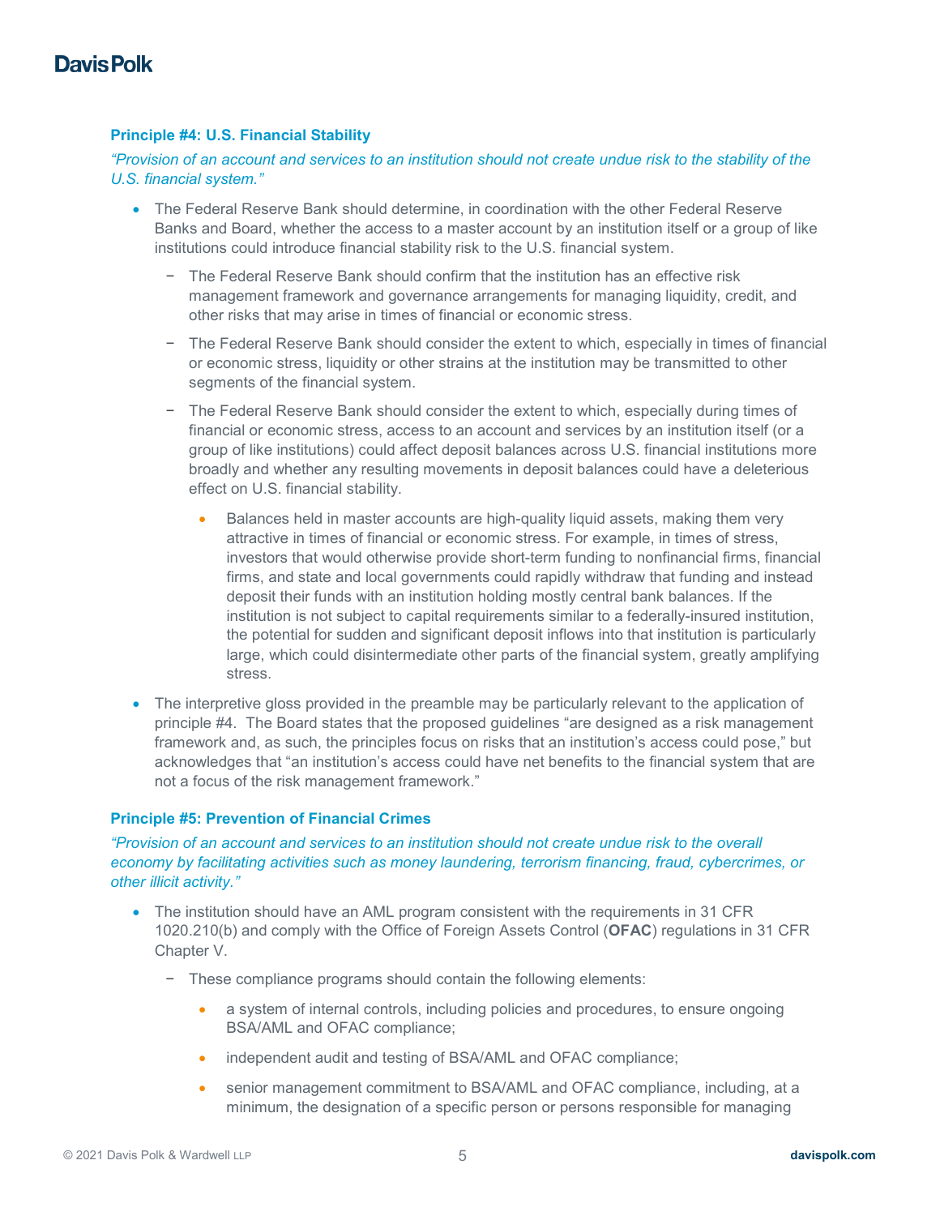### Principle #4: U.S. Financial Stability

*"Provision of an account and services to an institution should not create undue risk to the stability of the U.S. financial system."*

- The Federal Reserve Bank should determine, in coordination with the other Federal Reserve Banks and Board, whether the access to a master account by an institution itself or a group of like institutions could introduce financial stability risk to the U.S. financial system.
  - The Federal Reserve Bank should confirm that the institution has an effective risk management framework and governance arrangements for managing liquidity, credit, and other risks that may arise in times of financial or economic stress.
  - The Federal Reserve Bank should consider the extent to which, especially in times of financial or economic stress, liquidity or other strains at the institution may be transmitted to other segments of the financial system.
  - The Federal Reserve Bank should consider the extent to which, especially during times of financial or economic stress, access to an account and services by an institution itself (or a group of like institutions) could affect deposit balances across U.S. financial institutions more broadly and whether any resulting movements in deposit balances could have a deleterious effect on U.S. financial stability.
    - Balances held in master accounts are high-quality liquid assets, making them very attractive in times of financial or economic stress. For example, in times of stress, investors that would otherwise provide short-term funding to nonfinancial firms, financial firms, and state and local governments could rapidly withdraw that funding and instead deposit their funds with an institution holding mostly central bank balances. If the institution is not subject to capital requirements similar to a federally-insured institution, the potential for sudden and significant deposit inflows into that institution is particularly large, which could disintermediate other parts of the financial system, greatly amplifying stress.
- The interpretive gloss provided in the preamble may be particularly relevant to the application of principle #4. The Board states that the proposed guidelines "are designed as a risk management framework and, as such, the principles focus on risks that an institution's access could pose," but acknowledges that "an institution's access could have net benefits to the financial system that are not a focus of the risk management framework."

### Principle #5: Prevention of Financial Crimes

*"Provision of an account and services to an institution should not create undue risk to the overall economy by facilitating activities such as money laundering, terrorism financing, fraud, cybercrimes, or other illicit activity."*

- The institution should have an AML program consistent with the requirements in 31 CFR 1020.210(b) and comply with the Office of Foreign Assets Control (**OFAC**) regulations in 31 CFR Chapter V.
  - These compliance programs should contain the following elements:
    - a system of internal controls, including policies and procedures, to ensure ongoing BSA/AML and OFAC compliance;
    - independent audit and testing of BSA/AML and OFAC compliance;
    - senior management commitment to BSA/AML and OFAC compliance, including, at a minimum, the designation of a specific person or persons responsible for managing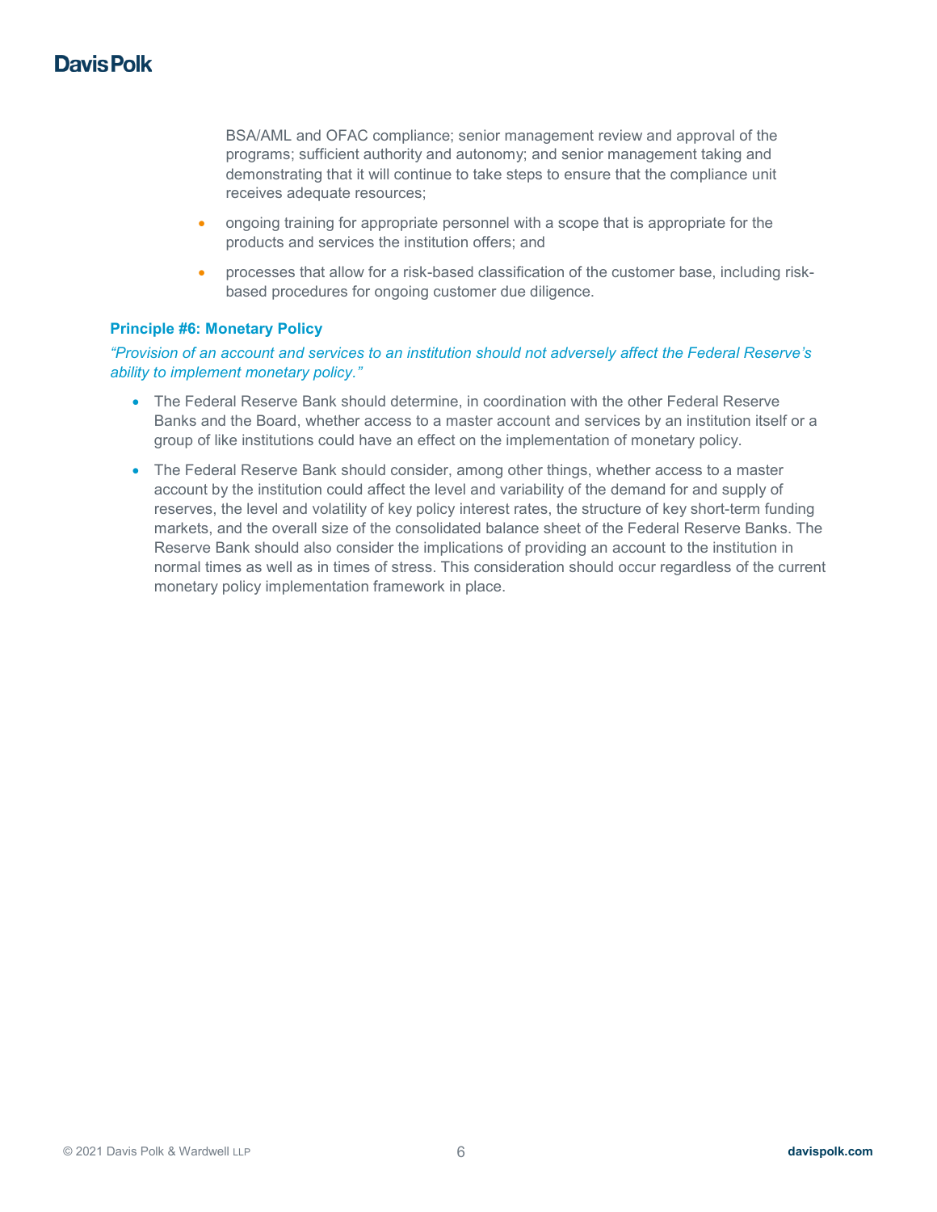BSA/AML and OFAC compliance; senior management review and approval of the programs; sufficient authority and autonomy; and senior management taking and demonstrating that it will continue to take steps to ensure that the compliance unit receives adequate resources;

- ongoing training for appropriate personnel with a scope that is appropriate for the products and services the institution offers; and
- processes that allow for a risk-based classification of the customer base, including risk-based procedures for ongoing customer due diligence.

**Principle #6: Monetary Policy**

*"Provision of an account and services to an institution should not adversely affect the Federal Reserve's ability to implement monetary policy."*

- The Federal Reserve Bank should determine, in coordination with the other Federal Reserve Banks and the Board, whether access to a master account and services by an institution itself or a group of like institutions could have an effect on the implementation of monetary policy.
- The Federal Reserve Bank should consider, among other things, whether access to a master account by the institution could affect the level and variability of the demand for and supply of reserves, the level and volatility of key policy interest rates, the structure of key short-term funding markets, and the overall size of the consolidated balance sheet of the Federal Reserve Banks. The Reserve Bank should also consider the implications of providing an account to the institution in normal times as well as in times of stress. This consideration should occur regardless of the current monetary policy implementation framework in place.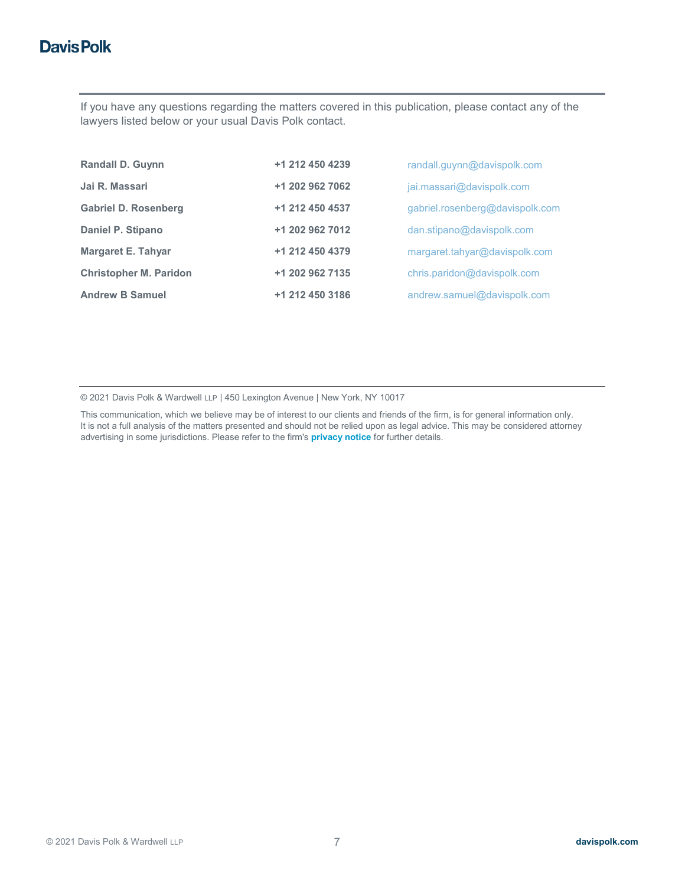If you have any questions regarding the matters covered in this publication, please contact any of the lawyers listed below or your usual Davis Polk contact.

| | | |
|---|---|---|
| **Randall D. Guynn** | **+1 212 450 4239** | randall.guynn@davispolk.com |
| **Jai R. Massari** | **+1 202 962 7062** | jai.massari@davispolk.com |
| **Gabriel D. Rosenberg** | **+1 212 450 4537** | gabriel.rosenberg@davispolk.com |
| **Daniel P. Stipano** | **+1 202 962 7012** | dan.stipano@davispolk.com |
| **Margaret E. Tahyar** | **+1 212 450 4379** | margaret.tahyar@davispolk.com |
| **Christopher M. Paridon** | **+1 202 962 7135** | chris.paridon@davispolk.com |
| **Andrew B Samuel** | **+1 212 450 3186** | andrew.samuel@davispolk.com |

© 2021 Davis Polk & Wardwell LLP | 450 Lexington Avenue | New York, NY 10017

This communication, which we believe may be of interest to our clients and friends of the firm, is for general information only. It is not a full analysis of the matters presented and should not be relied upon as legal advice. This may be considered attorney advertising in some jurisdictions. Please refer to the firm's **privacy notice** for further details.